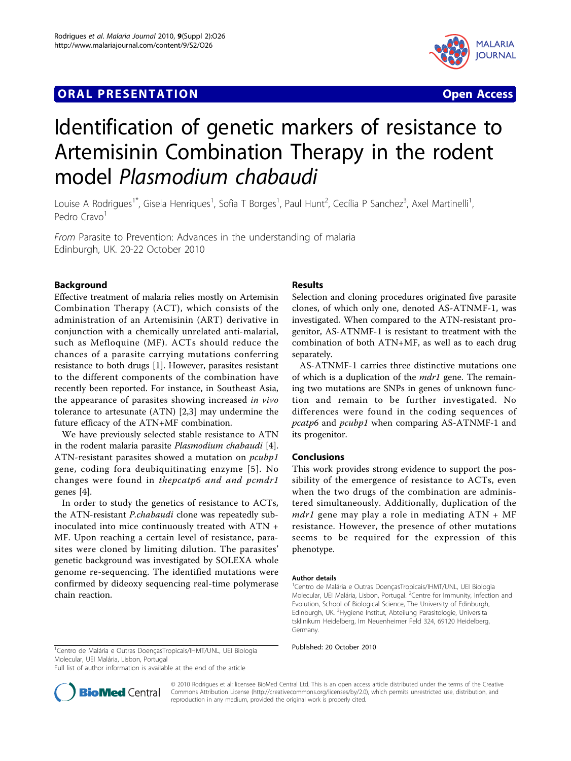**ORAL PRESENTATION** **Open Access**

# Identification of genetic markers of resistance to Artemisinin Combination Therapy in the rodent model *Plasmodium chabaudi*

Louise A Rodrigues[1*], Gisela Henriques[1], Sofia T Borges[1], Paul Hunt[2], Cecília P Sanchez[3], Axel Martinelli[1], Pedro Cravo[1]

*From* Parasite to Prevention: Advances in the understanding of malaria
Edinburgh, UK. 20-22 October 2010

## Background

Effective treatment of malaria relies mostly on Artemisin Combination Therapy (ACT), which consists of the administration of an Artemisinin (ART) derivative in conjunction with a chemically unrelated anti-malarial, such as Mefloquine (MF). ACTs should reduce the chances of a parasite carrying mutations conferring resistance to both drugs [1]. However, parasites resistant to the different components of the combination have recently been reported. For instance, in Southeast Asia, the appearance of parasites showing increased *in vivo* tolerance to artesunate (ATN) [2,3] may undermine the future efficacy of the ATN+MF combination.

We have previously selected stable resistance to ATN in the rodent malaria parasite *Plasmodium chabaudi* [4]. ATN-resistant parasites showed a mutation on *pcubp1* gene, coding fora deubiquitinating enzyme [5]. No changes were found in *thepcatp6 and and pcmdr1* genes [4].

In order to study the genetics of resistance to ACTs, the ATN-resistant *P.chabaudi* clone was repeatedly sub-inoculated into mice continuously treated with ATN + MF. Upon reaching a certain level of resistance, parasites were cloned by limiting dilution. The parasites' genetic background was investigated by SOLEXA whole genome re-sequencing. The identified mutations were confirmed by dideoxy sequencing real-time polymerase chain reaction.

## Results

Selection and cloning procedures originated five parasite clones, of which only one, denoted AS-ATNMF-1, was investigated. When compared to the ATN-resistant progenitor, AS-ATNMF-1 is resistant to treatment with the combination of both ATN+MF, as well as to each drug separately.

AS-ATNMF-1 carries three distinctive mutations one of which is a duplication of the *mdr1* gene. The remaining two mutations are SNPs in genes of unknown function and remain to be further investigated. No differences were found in the coding sequences of *pcatp6* and *pcubp1* when comparing AS-ATNMF-1 and its progenitor.

## Conclusions

This work provides strong evidence to support the possibility of the emergence of resistance to ACTs, even when the two drugs of the combination are administered simultaneously. Additionally, duplication of the *mdr1* gene may play a role in mediating ATN + MF resistance. However, the presence of other mutations seems to be required for the expression of this phenotype.

#### Author details

[1]Centro de Malária e Outras DoençasTropicais/IHMT/UNL, UEI Biologia Molecular, UEI Malária, Lisbon, Portugal. [2]Centre for Immunity, Infection and Evolution, School of Biological Science, The University of Edinburgh, Edinburgh, UK. [3]Hygiene Institut, Abteilung Parasitologie, Universita tsklinikum Heidelberg, Im Neuenheimer Feld 324, 69120 Heidelberg, Germany.

Published: 20 October 2010

[1]Centro de Malária e Outras DoençasTropicais/IHMT/UNL, UEI Biologia Molecular, UEI Malária, Lisbon, Portugal
Full list of author information is available at the end of the article

© 2010 Rodrigues et al; licensee BioMed Central Ltd. This is an open access article distributed under the terms of the Creative Commons Attribution License (http://creativecommons.org/licenses/by/2.0), which permits unrestricted use, distribution, and reproduction in any medium, provided the original work is properly cited.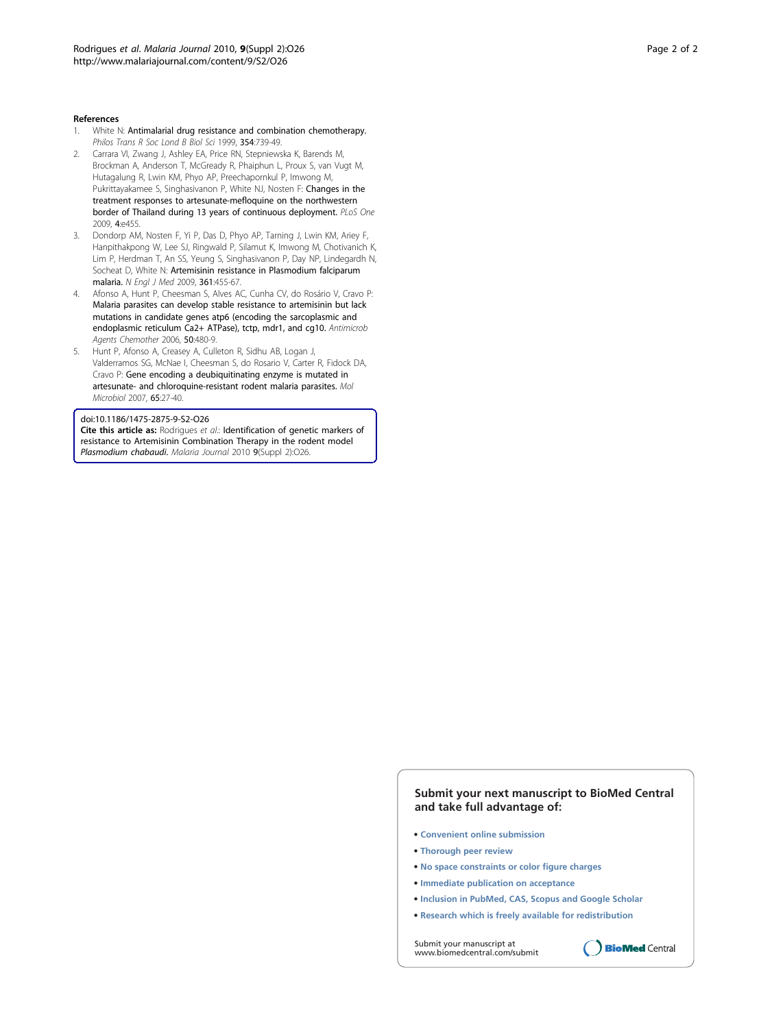### References

1. White N: **Antimalarial drug resistance and combination chemotherapy.** *Philos Trans R Soc Lond B Biol Sci* 1999, **354**:739-49.
2. Carrara VI, Zwang J, Ashley EA, Price RN, Stepniewska K, Barends M, Brockman A, Anderson T, McGready R, Phaiphun L, Proux S, van Vugt M, Hutagalung R, Lwin KM, Phyo AP, Preechapornkul P, Imwong M, Pukrittayakamee S, Singhasivanon P, White NJ, Nosten F: **Changes in the treatment responses to artesunate-mefloquine on the northwestern border of Thailand during 13 years of continuous deployment.** *PLoS One* 2009, **4**:e455.
3. Dondorp AM, Nosten F, Yi P, Das D, Phyo AP, Tarning J, Lwin KM, Ariey F, Hanpithakpong W, Lee SJ, Ringwald P, Silamut K, Imwong M, Chotivanich K, Lim P, Herdman T, An SS, Yeung S, Singhasivanon P, Day NP, Lindegardh N, Socheat D, White N: **Artemisinin resistance in Plasmodium falciparum malaria.** *N Engl J Med* 2009, **361**:455-67.
4. Afonso A, Hunt P, Cheesman S, Alves AC, Cunha CV, do Rosário V, Cravo P: **Malaria parasites can develop stable resistance to artemisinin but lack mutations in candidate genes atp6 (encoding the sarcoplasmic and endoplasmic reticulum Ca2+ ATPase), tctp, mdr1, and cg10.** *Antimicrob Agents Chemother* 2006, **50**:480-9.
5. Hunt P, Afonso A, Creasey A, Culleton R, Sidhu AB, Logan J, Valderramos SG, McNae I, Cheesman S, do Rosario V, Carter R, Fidock DA, Cravo P: **Gene encoding a deubiquitinating enzyme is mutated in artesunate- and chloroquine-resistant rodent malaria parasites.** *Mol Microbiol* 2007, **65**:27-40.

doi:10.1186/1475-2875-9-S2-O26
**Cite this article as:** Rodrigues *et al.*: Identification of genetic markers of resistance to Artemisinin Combination Therapy in the rodent model *Plasmodium chabaudi*. *Malaria Journal* 2010 **9**(Suppl 2):O26.

**Submit your next manuscript to BioMed Central and take full advantage of:**

- Convenient online submission
- Thorough peer review
- No space constraints or color figure charges
- Immediate publication on acceptance
- Inclusion in PubMed, CAS, Scopus and Google Scholar
- Research which is freely available for redistribution

Submit your manuscript at
www.biomedcentral.com/submit

BioMed Central